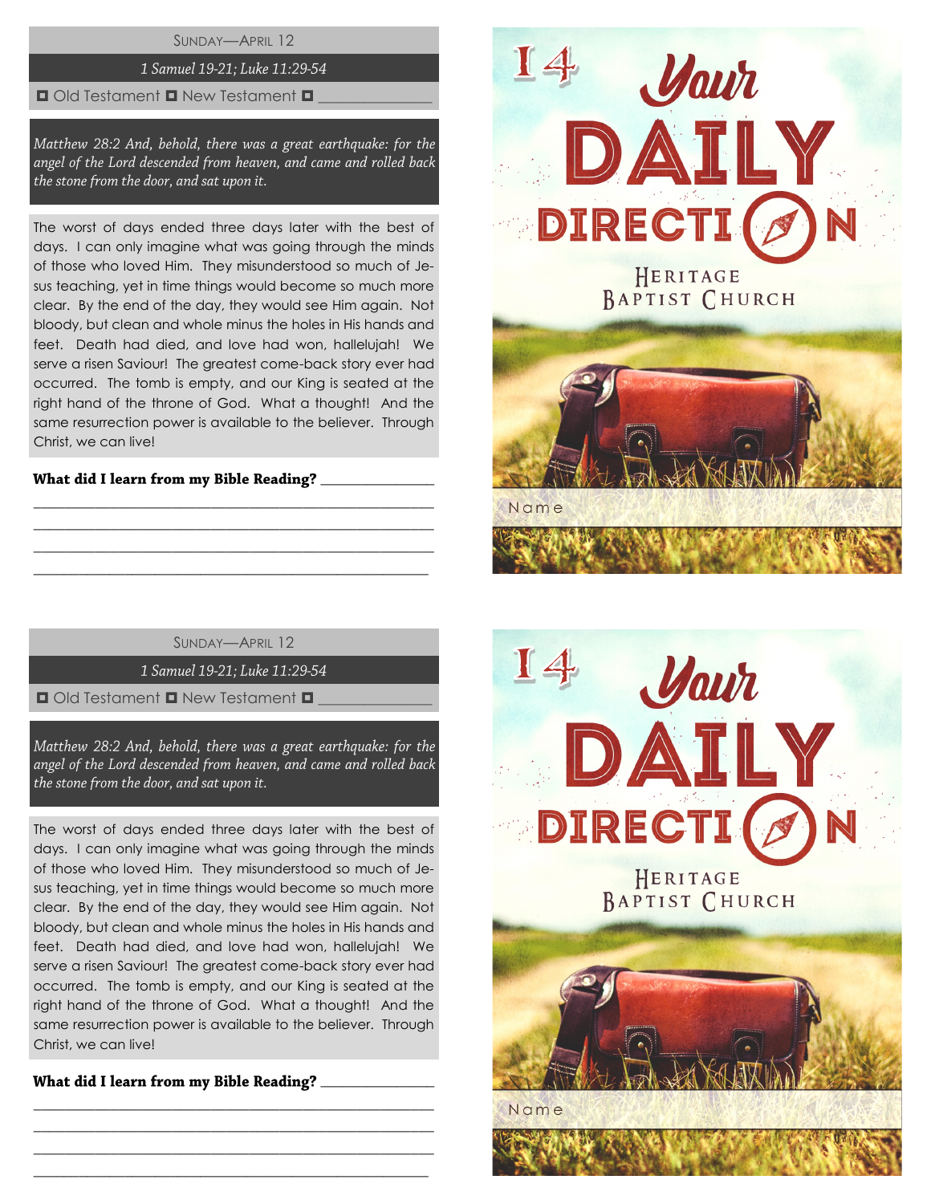SUNDAY—APRIL 12

*1 Samuel 19-21; Luke 11:29-54*

◘ Old Testament ◘ New Testament ◘ ______________

*Matthew 28:2 And, behold, there was a great earthquake: for the angel of the Lord descended from heaven, and came and rolled back the stone from the door, and sat upon it.*

The worst of days ended three days later with the best of days. I can only imagine what was going through the minds of those who loved Him. They misunderstood so much of Jesus teaching, yet in time things would become so much more clear. By the end of the day, they would see Him again. Not bloody, but clean and whole minus the holes in His hands and feet. Death had died, and love had won, hallelujah! We serve a risen Saviour! The greatest come-back story ever had occurred. The tomb is empty, and our King is seated at the right hand of the throne of God. What a thought! And the same resurrection power is available to the believer. Through Christ, we can live!

**What did I learn from my Bible Reading?** _______________

_______________________________________________

_______________________________________________

_______________________________________________

_______________________________________________

14

# Your DAILY DIRECTION

HERITAGE BAPTIST CHURCH

Name

---

SUNDAY—APRIL 12

*1 Samuel 19-21; Luke 11:29-54*

◘ Old Testament ◘ New Testament ◘ ______________

*Matthew 28:2 And, behold, there was a great earthquake: for the angel of the Lord descended from heaven, and came and rolled back the stone from the door, and sat upon it.*

The worst of days ended three days later with the best of days. I can only imagine what was going through the minds of those who loved Him. They misunderstood so much of Jesus teaching, yet in time things would become so much more clear. By the end of the day, they would see Him again. Not bloody, but clean and whole minus the holes in His hands and feet. Death had died, and love had won, hallelujah! We serve a risen Saviour! The greatest come-back story ever had occurred. The tomb is empty, and our King is seated at the right hand of the throne of God. What a thought! And the same resurrection power is available to the believer. Through Christ, we can live!

**What did I learn from my Bible Reading?** _______________

_______________________________________________

_______________________________________________

_______________________________________________

_______________________________________________

14

# Your DAILY DIRECTION

HERITAGE BAPTIST CHURCH

Name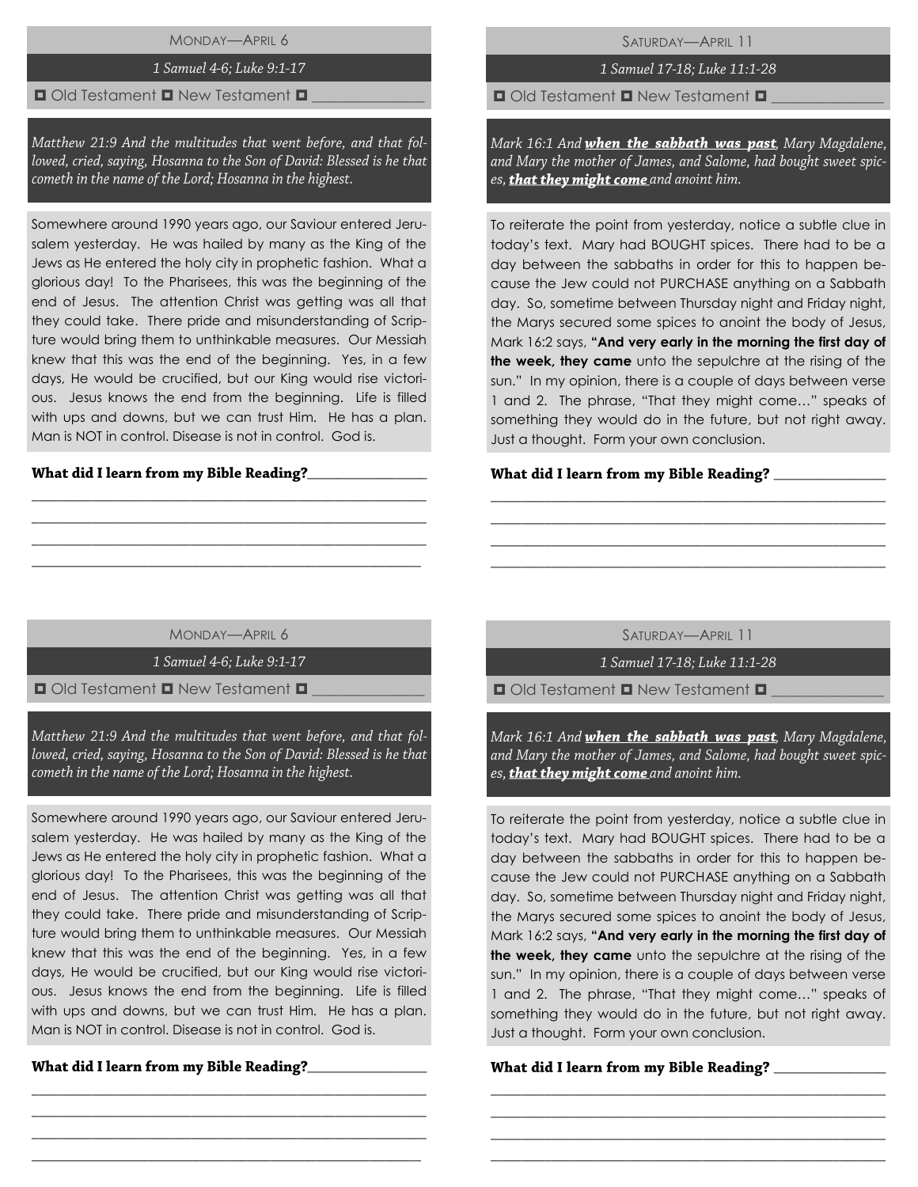## Monday—April 6

*1 Samuel 4-6; Luke 9:1-17*

☐ Old Testament ☐ New Testament ☐ _______________

*Matthew 21:9 And the multitudes that went before, and that followed, cried, saying, Hosanna to the Son of David: Blessed is he that cometh in the name of the Lord; Hosanna in the highest.*

Somewhere around 1990 years ago, our Saviour entered Jerusalem yesterday. He was hailed by many as the King of the Jews as He entered the holy city in prophetic fashion. What a glorious day! To the Pharisees, this was the beginning of the end of Jesus. The attention Christ was getting was all that they could take. There pride and misunderstanding of Scripture would bring them to unthinkable measures. Our Messiah knew that this was the end of the beginning. Yes, in a few days, He would be crucified, but our King would rise victorious. Jesus knows the end from the beginning. Life is filled with ups and downs, but we can trust Him. He has a plan. Man is NOT in control. Disease is not in control. God is.

**What did I learn from my Bible Reading?**_________________

_______________________________________________________

_______________________________________________________

_______________________________________________________

_______________________________________________________

## Saturday—April 11

*1 Samuel 17-18; Luke 11:1-28*

☐ Old Testament ☐ New Testament ☐ _______________

*Mark 16:1 And* ***when the sabbath was past****, Mary Magdalene, and Mary the mother of James, and Salome, had bought sweet spices,* ***that they might come*** *and anoint him.*

To reiterate the point from yesterday, notice a subtle clue in today's text. Mary had BOUGHT spices. There had to be a day between the sabbaths in order for this to happen because the Jew could not PURCHASE anything on a Sabbath day. So, sometime between Thursday night and Friday night, the Marys secured some spices to anoint the body of Jesus, Mark 16:2 says, **"And very early in the morning the first day of the week, they came** unto the sepulchre at the rising of the sun." In my opinion, there is a couple of days between verse 1 and 2. The phrase, "That they might come…" speaks of something they would do in the future, but not right away. Just a thought. Form your own conclusion.

**What did I learn from my Bible Reading?** _________________

_______________________________________________________

_______________________________________________________

_______________________________________________________

_______________________________________________________

## Monday—April 6

*1 Samuel 4-6; Luke 9:1-17*

☐ Old Testament ☐ New Testament ☐ _______________

*Matthew 21:9 And the multitudes that went before, and that followed, cried, saying, Hosanna to the Son of David: Blessed is he that cometh in the name of the Lord; Hosanna in the highest.*

Somewhere around 1990 years ago, our Saviour entered Jerusalem yesterday. He was hailed by many as the King of the Jews as He entered the holy city in prophetic fashion. What a glorious day! To the Pharisees, this was the beginning of the end of Jesus. The attention Christ was getting was all that they could take. There pride and misunderstanding of Scripture would bring them to unthinkable measures. Our Messiah knew that this was the end of the beginning. Yes, in a few days, He would be crucified, but our King would rise victorious. Jesus knows the end from the beginning. Life is filled with ups and downs, but we can trust Him. He has a plan. Man is NOT in control. Disease is not in control. God is.

**What did I learn from my Bible Reading?**_________________

_______________________________________________________

_______________________________________________________

_______________________________________________________

_______________________________________________________

## Saturday—April 11

*1 Samuel 17-18; Luke 11:1-28*

☐ Old Testament ☐ New Testament ☐ _______________

*Mark 16:1 And* ***when the sabbath was past****, Mary Magdalene, and Mary the mother of James, and Salome, had bought sweet spices,* ***that they might come*** *and anoint him.*

To reiterate the point from yesterday, notice a subtle clue in today's text. Mary had BOUGHT spices. There had to be a day between the sabbaths in order for this to happen because the Jew could not PURCHASE anything on a Sabbath day. So, sometime between Thursday night and Friday night, the Marys secured some spices to anoint the body of Jesus, Mark 16:2 says, **"And very early in the morning the first day of the week, they came** unto the sepulchre at the rising of the sun." In my opinion, there is a couple of days between verse 1 and 2. The phrase, "That they might come…" speaks of something they would do in the future, but not right away. Just a thought. Form your own conclusion.

**What did I learn from my Bible Reading?** _________________

_______________________________________________________

_______________________________________________________

_______________________________________________________

_______________________________________________________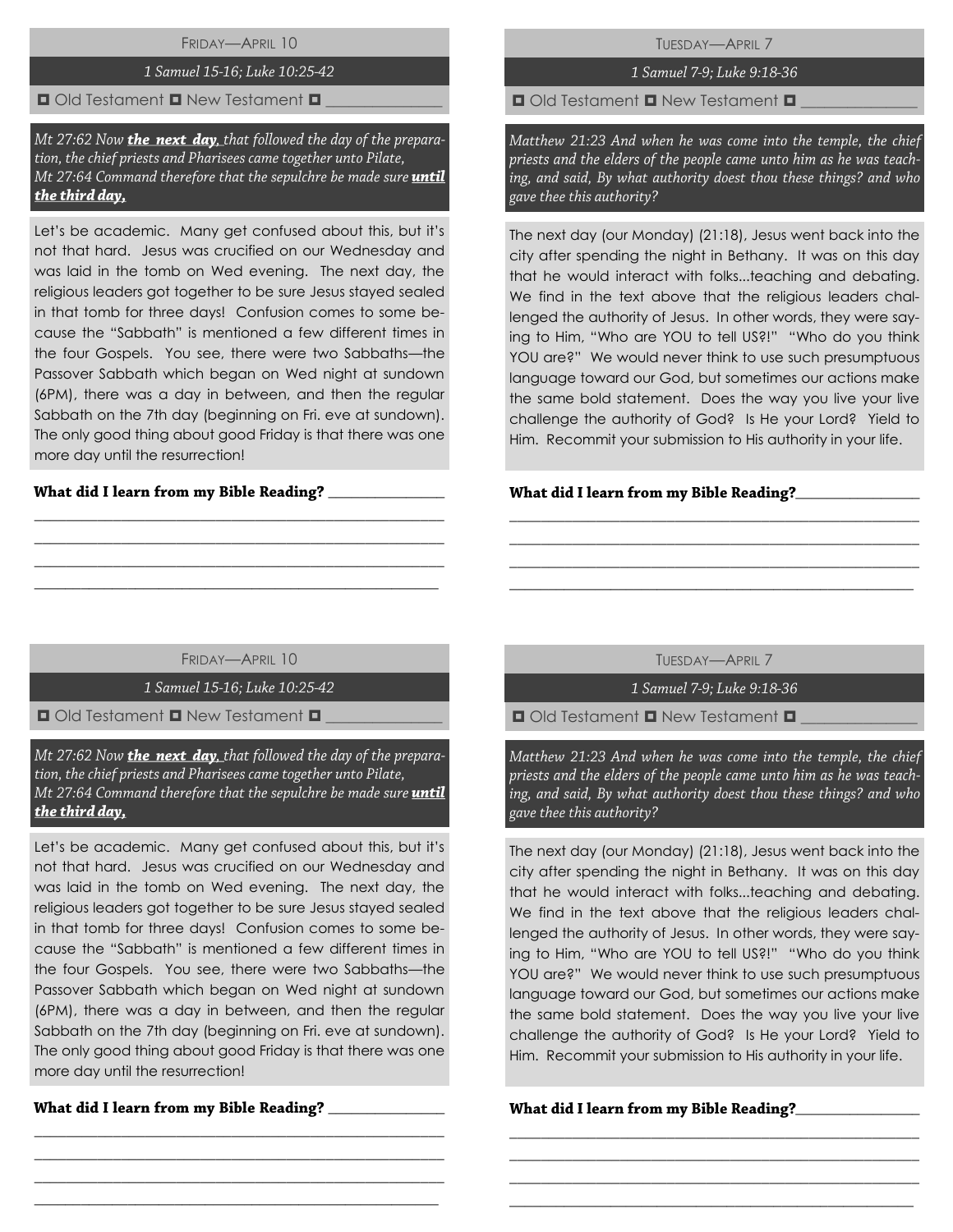## FRIDAY—APRIL 10

*1 Samuel 15-16; Luke 10:25-42*

◘ Old Testament ◘ New Testament ◘ _______________

*Mt 27:62 Now **the next day,** that followed the day of the preparation, the chief priests and Pharisees came together unto Pilate,*
*Mt 27:64 Command therefore that the sepulchre be made sure **until the third day,***

Let's be academic. Many get confused about this, but it's not that hard. Jesus was crucified on our Wednesday and was laid in the tomb on Wed evening. The next day, the religious leaders got together to be sure Jesus stayed sealed in that tomb for three days! Confusion comes to some because the "Sabbath" is mentioned a few different times in the four Gospels. You see, there were two Sabbaths—the Passover Sabbath which began on Wed night at sundown (6PM), there was a day in between, and then the regular Sabbath on the 7th day (beginning on Fri. eve at sundown). The only good thing about good Friday is that there was one more day until the resurrection!

**What did I learn from my Bible Reading?** _______________

_______________________________________________

_______________________________________________

_______________________________________________

_______________________________________________

## TUESDAY—APRIL 7

*1 Samuel 7-9; Luke 9:18-36*

◘ Old Testament ◘ New Testament ◘ _______________

*Matthew 21:23 And when he was come into the temple, the chief priests and the elders of the people came unto him as he was teaching, and said, By what authority doest thou these things? and who gave thee this authority?*

The next day (our Monday) (21:18), Jesus went back into the city after spending the night in Bethany. It was on this day that he would interact with folks...teaching and debating. We find in the text above that the religious leaders challenged the authority of Jesus. In other words, they were saying to Him, "Who are YOU to tell US?!" "Who do you think YOU are?" We would never think to use such presumptuous language toward our God, but sometimes our actions make the same bold statement. Does the way you live your live challenge the authority of God? Is He your Lord? Yield to Him. Recommit your submission to His authority in your life.

**What did I learn from my Bible Reading?** _______________

_______________________________________________

_______________________________________________

_______________________________________________

_______________________________________________

## FRIDAY—APRIL 10

*1 Samuel 15-16; Luke 10:25-42*

◘ Old Testament ◘ New Testament ◘ _______________

*Mt 27:62 Now **the next day,** that followed the day of the preparation, the chief priests and Pharisees came together unto Pilate,*
*Mt 27:64 Command therefore that the sepulchre be made sure **until the third day,***

Let's be academic. Many get confused about this, but it's not that hard. Jesus was crucified on our Wednesday and was laid in the tomb on Wed evening. The next day, the religious leaders got together to be sure Jesus stayed sealed in that tomb for three days! Confusion comes to some because the "Sabbath" is mentioned a few different times in the four Gospels. You see, there were two Sabbaths—the Passover Sabbath which began on Wed night at sundown (6PM), there was a day in between, and then the regular Sabbath on the 7th day (beginning on Fri. eve at sundown). The only good thing about good Friday is that there was one more day until the resurrection!

**What did I learn from my Bible Reading?** _______________

_______________________________________________

_______________________________________________

_______________________________________________

_______________________________________________

## TUESDAY—APRIL 7

*1 Samuel 7-9; Luke 9:18-36*

◘ Old Testament ◘ New Testament ◘ _______________

*Matthew 21:23 And when he was come into the temple, the chief priests and the elders of the people came unto him as he was teaching, and said, By what authority doest thou these things? and who gave thee this authority?*

The next day (our Monday) (21:18), Jesus went back into the city after spending the night in Bethany. It was on this day that he would interact with folks...teaching and debating. We find in the text above that the religious leaders challenged the authority of Jesus. In other words, they were saying to Him, "Who are YOU to tell US?!" "Who do you think YOU are?" We would never think to use such presumptuous language toward our God, but sometimes our actions make the same bold statement. Does the way you live your live challenge the authority of God? Is He your Lord? Yield to Him. Recommit your submission to His authority in your life.

**What did I learn from my Bible Reading?** _______________

_______________________________________________

_______________________________________________

_______________________________________________

_______________________________________________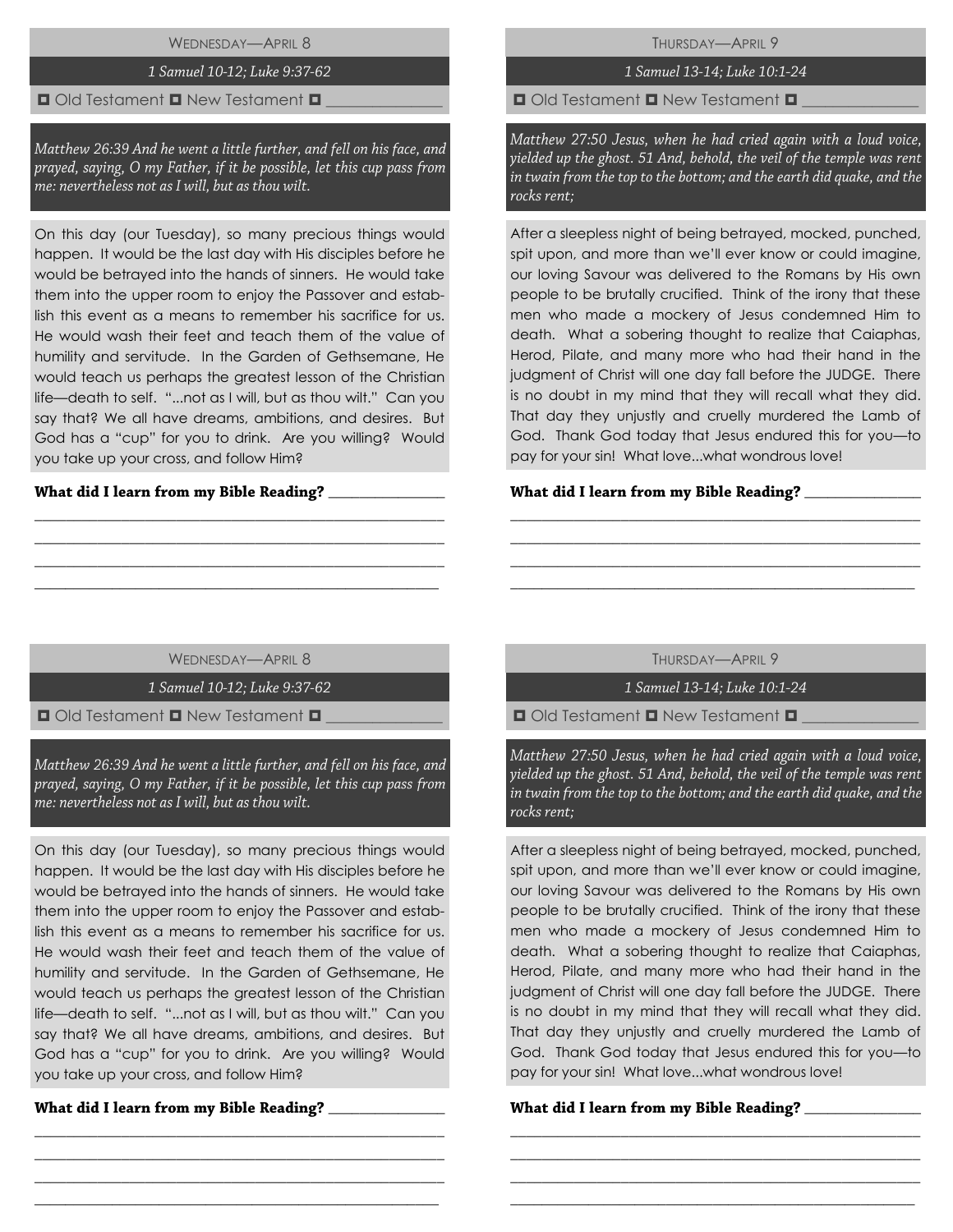Wednesday—April 8

*1 Samuel 10-12; Luke 9:37-62*

◘ Old Testament ◘ New Testament ◘ _______________

*Matthew 26:39 And he went a little further, and fell on his face, and prayed, saying, O my Father, if it be possible, let this cup pass from me: nevertheless not as I will, but as thou wilt.*

On this day (our Tuesday), so many precious things would happen. It would be the last day with His disciples before he would be betrayed into the hands of sinners. He would take them into the upper room to enjoy the Passover and establish this event as a means to remember his sacrifice for us. He would wash their feet and teach them of the value of humility and servitude. In the Garden of Gethsemane, He would teach us perhaps the greatest lesson of the Christian life—death to self. "...not as I will, but as thou wilt." Can you say that? We all have dreams, ambitions, and desires. But God has a "cup" for you to drink. Are you willing? Would you take up your cross, and follow Him?

**What did I learn from my Bible Reading?** _______________

_______________________________________________

_______________________________________________

_______________________________________________

_______________________________________________

Thursday—April 9

*1 Samuel 13-14; Luke 10:1-24*

◘ Old Testament ◘ New Testament ◘ _______________

*Matthew 27:50 Jesus, when he had cried again with a loud voice, yielded up the ghost. 51 And, behold, the veil of the temple was rent in twain from the top to the bottom; and the earth did quake, and the rocks rent;*

After a sleepless night of being betrayed, mocked, punched, spit upon, and more than we'll ever know or could imagine, our loving Savour was delivered to the Romans by His own people to be brutally crucified. Think of the irony that these men who made a mockery of Jesus condemned Him to death. What a sobering thought to realize that Caiaphas, Herod, Pilate, and many more who had their hand in the judgment of Christ will one day fall before the JUDGE. There is no doubt in my mind that they will recall what they did. That day they unjustly and cruelly murdered the Lamb of God. Thank God today that Jesus endured this for you—to pay for your sin! What love...what wondrous love!

**What did I learn from my Bible Reading?** _______________

_______________________________________________

_______________________________________________

_______________________________________________

_______________________________________________

Wednesday—April 8

*1 Samuel 10-12; Luke 9:37-62*

◘ Old Testament ◘ New Testament ◘ _______________

*Matthew 26:39 And he went a little further, and fell on his face, and prayed, saying, O my Father, if it be possible, let this cup pass from me: nevertheless not as I will, but as thou wilt.*

On this day (our Tuesday), so many precious things would happen. It would be the last day with His disciples before he would be betrayed into the hands of sinners. He would take them into the upper room to enjoy the Passover and establish this event as a means to remember his sacrifice for us. He would wash their feet and teach them of the value of humility and servitude. In the Garden of Gethsemane, He would teach us perhaps the greatest lesson of the Christian life—death to self. "...not as I will, but as thou wilt." Can you say that? We all have dreams, ambitions, and desires. But God has a "cup" for you to drink. Are you willing? Would you take up your cross, and follow Him?

**What did I learn from my Bible Reading?** _______________

_______________________________________________

_______________________________________________

_______________________________________________

_______________________________________________

Thursday—April 9

*1 Samuel 13-14; Luke 10:1-24*

◘ Old Testament ◘ New Testament ◘ _______________

*Matthew 27:50 Jesus, when he had cried again with a loud voice, yielded up the ghost. 51 And, behold, the veil of the temple was rent in twain from the top to the bottom; and the earth did quake, and the rocks rent;*

After a sleepless night of being betrayed, mocked, punched, spit upon, and more than we'll ever know or could imagine, our loving Savour was delivered to the Romans by His own people to be brutally crucified. Think of the irony that these men who made a mockery of Jesus condemned Him to death. What a sobering thought to realize that Caiaphas, Herod, Pilate, and many more who had their hand in the judgment of Christ will one day fall before the JUDGE. There is no doubt in my mind that they will recall what they did. That day they unjustly and cruelly murdered the Lamb of God. Thank God today that Jesus endured this for you—to pay for your sin! What love...what wondrous love!

**What did I learn from my Bible Reading?** _______________

_______________________________________________

_______________________________________________

_______________________________________________

_______________________________________________